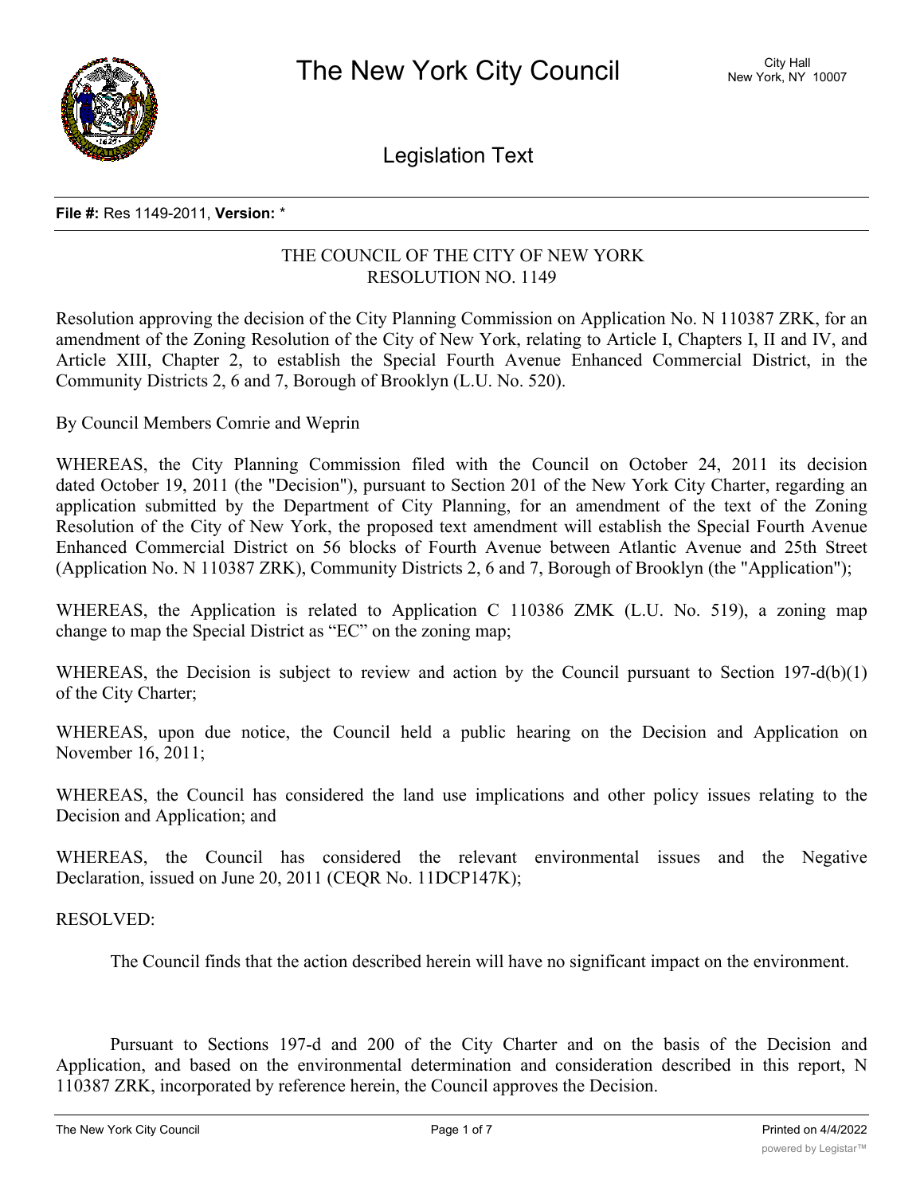# The New York City Council

City Hall
New York, NY 10007

## Legislation Text

**File #:** Res 1149-2011, **Version:** *

THE COUNCIL OF THE CITY OF NEW YORK
RESOLUTION NO. 1149

Resolution approving the decision of the City Planning Commission on Application No. N 110387 ZRK, for an amendment of the Zoning Resolution of the City of New York, relating to Article I, Chapters I, II and IV, and Article XIII, Chapter 2, to establish the Special Fourth Avenue Enhanced Commercial District, in the Community Districts 2, 6 and 7, Borough of Brooklyn (L.U. No. 520).

By Council Members Comrie and Weprin

WHEREAS, the City Planning Commission filed with the Council on October 24, 2011 its decision dated October 19, 2011 (the "Decision"), pursuant to Section 201 of the New York City Charter, regarding an application submitted by the Department of City Planning, for an amendment of the text of the Zoning Resolution of the City of New York, the proposed text amendment will establish the Special Fourth Avenue Enhanced Commercial District on 56 blocks of Fourth Avenue between Atlantic Avenue and 25th Street (Application No. N 110387 ZRK), Community Districts 2, 6 and 7, Borough of Brooklyn (the "Application");

WHEREAS, the Application is related to Application C 110386 ZMK (L.U. No. 519), a zoning map change to map the Special District as "EC" on the zoning map;

WHEREAS, the Decision is subject to review and action by the Council pursuant to Section 197-d(b)(1) of the City Charter;

WHEREAS, upon due notice, the Council held a public hearing on the Decision and Application on November 16, 2011;

WHEREAS, the Council has considered the land use implications and other policy issues relating to the Decision and Application; and

WHEREAS, the Council has considered the relevant environmental issues and the Negative Declaration, issued on June 20, 2011 (CEQR No. 11DCP147K);

RESOLVED:

The Council finds that the action described herein will have no significant impact on the environment.

Pursuant to Sections 197-d and 200 of the City Charter and on the basis of the Decision and Application, and based on the environmental determination and consideration described in this report, N 110387 ZRK, incorporated by reference herein, the Council approves the Decision.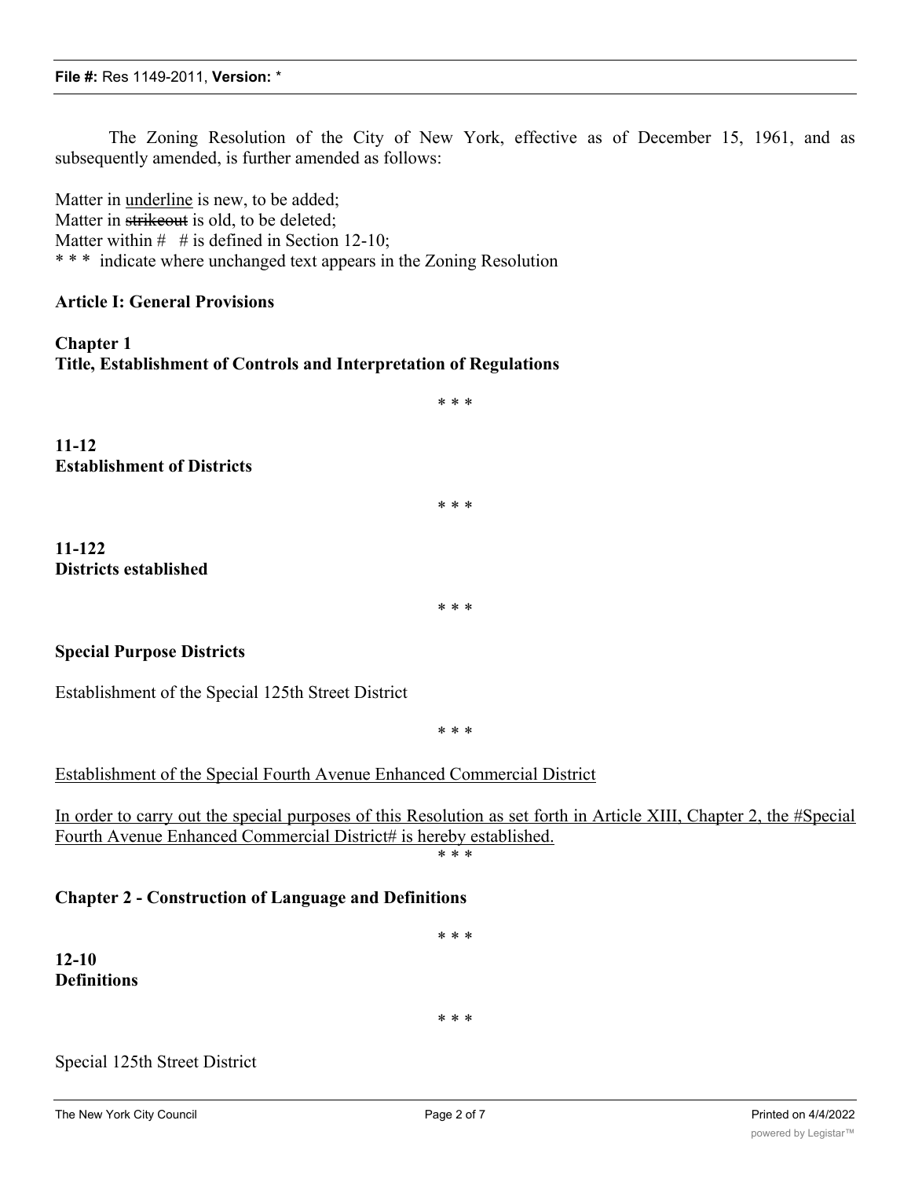The Zoning Resolution of the City of New York, effective as of December 15, 1961, and as subsequently amended, is further amended as follows:

Matter in <u>underline</u> is new, to be added;
Matter in ~~strikeout~~ is old, to be deleted;
Matter within # # is defined in Section 12-10;
\* \* \* indicate where unchanged text appears in the Zoning Resolution

**Article I: General Provisions**

**Chapter 1**
**Title, Establishment of Controls and Interpretation of Regulations**

\* \* \*

**11-12**
**Establishment of Districts**

\* \* \*

**11-122**
**Districts established**

\* \* \*

**Special Purpose Districts**

Establishment of the Special 125th Street District

\* \* \*

<u>Establishment of the Special Fourth Avenue Enhanced Commercial District</u>

<u>In order to carry out the special purposes of this Resolution as set forth in Article XIII, Chapter 2, the #Special Fourth Avenue Enhanced Commercial District# is hereby established.</u>

\* \* \*

**Chapter 2 - Construction of Language and Definitions**

\* \* \*

**12-10**
**Definitions**

\* \* \*

Special 125th Street District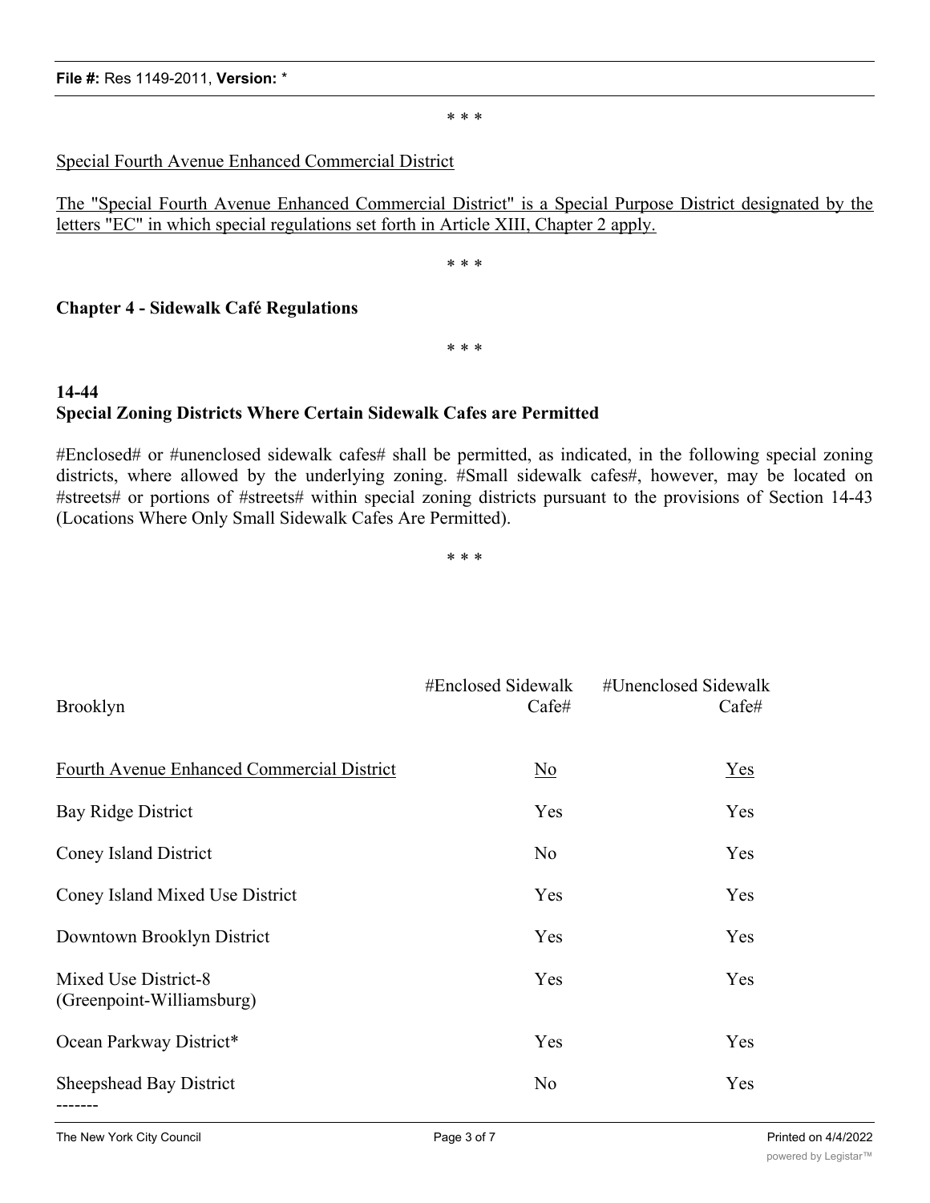\* \* \*

<u>Special Fourth Avenue Enhanced Commercial District</u>

<u>The "Special Fourth Avenue Enhanced Commercial District" is a Special Purpose District designated by the letters "EC" in which special regulations set forth in Article XIII, Chapter 2 apply.</u>

\* \* \*

**Chapter 4 - Sidewalk Café Regulations**

\* \* \*

**14-44**
**Special Zoning Districts Where Certain Sidewalk Cafes are Permitted**

#Enclosed# or #unenclosed sidewalk cafes# shall be permitted, as indicated, in the following special zoning districts, where allowed by the underlying zoning. #Small sidewalk cafes#, however, may be located on #streets# or portions of #streets# within special zoning districts pursuant to the provisions of Section 14-43 (Locations Where Only Small Sidewalk Cafes Are Permitted).

\* \* \*

| Brooklyn | #Enclosed Sidewalk Cafe# | #Unenclosed Sidewalk Cafe# |
|---|---|---|
| <u>Fourth Avenue Enhanced Commercial District</u> | <u>No</u> | <u>Yes</u> |
| Bay Ridge District | Yes | Yes |
| Coney Island District | No | Yes |
| Coney Island Mixed Use District | Yes | Yes |
| Downtown Brooklyn District | Yes | Yes |
| Mixed Use District-8 (Greenpoint-Williamsburg) | Yes | Yes |
| Ocean Parkway District* | Yes | Yes |
| Sheepshead Bay District | No | Yes |

-------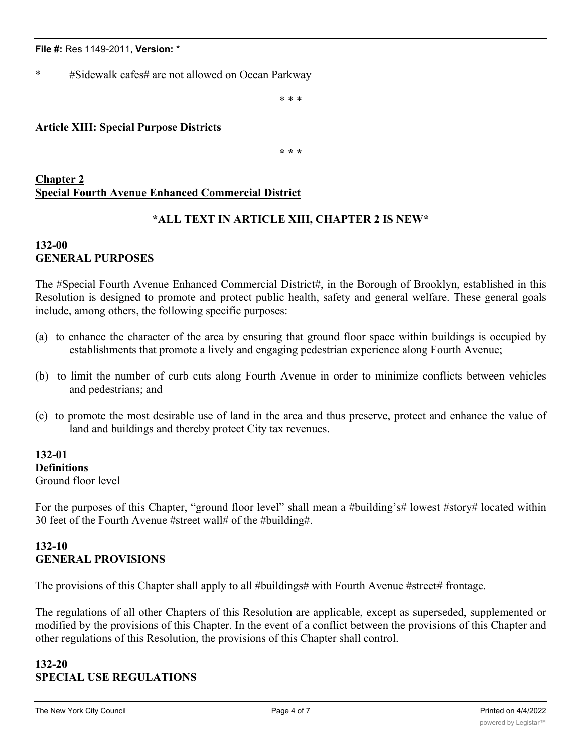*        #Sidewalk cafes# are not allowed on Ocean Parkway

\* \* \*

**Article XIII: Special Purpose Districts**

**\* \* \***

## Chapter 2
## Special Fourth Avenue Enhanced Commercial District

**\*ALL TEXT IN ARTICLE XIII, CHAPTER 2 IS NEW\***

### 132-00
### GENERAL PURPOSES

The #Special Fourth Avenue Enhanced Commercial District#, in the Borough of Brooklyn, established in this Resolution is designed to promote and protect public health, safety and general welfare. These general goals include, among others, the following specific purposes:

(a) to enhance the character of the area by ensuring that ground floor space within buildings is occupied by establishments that promote a lively and engaging pedestrian experience along Fourth Avenue;

(b) to limit the number of curb cuts along Fourth Avenue in order to minimize conflicts between vehicles and pedestrians; and

(c) to promote the most desirable use of land in the area and thus preserve, protect and enhance the value of land and buildings and thereby protect City tax revenues.

### 132-01
**Definitions**

Ground floor level

For the purposes of this Chapter, "ground floor level" shall mean a #building's# lowest #story# located within 30 feet of the Fourth Avenue #street wall# of the #building#.

### 132-10
### GENERAL PROVISIONS

The provisions of this Chapter shall apply to all #buildings# with Fourth Avenue #street# frontage.

The regulations of all other Chapters of this Resolution are applicable, except as superseded, supplemented or modified by the provisions of this Chapter. In the event of a conflict between the provisions of this Chapter and other regulations of this Resolution, the provisions of this Chapter shall control.

### 132-20
### SPECIAL USE REGULATIONS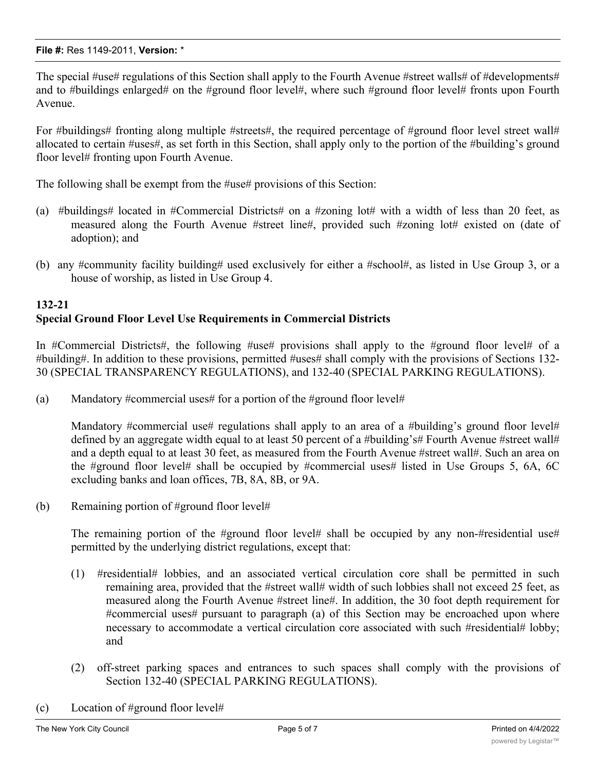The special #use# regulations of this Section shall apply to the Fourth Avenue #street walls# of #developments# and to #buildings enlarged# on the #ground floor level#, where such #ground floor level# fronts upon Fourth Avenue.

For #buildings# fronting along multiple #streets#, the required percentage of #ground floor level street wall# allocated to certain #uses#, as set forth in this Section, shall apply only to the portion of the #building's ground floor level# fronting upon Fourth Avenue.

The following shall be exempt from the #use# provisions of this Section:

(a) #buildings# located in #Commercial Districts# on a #zoning lot# with a width of less than 20 feet, as measured along the Fourth Avenue #street line#, provided such #zoning lot# existed on (date of adoption); and

(b) any #community facility building# used exclusively for either a #school#, as listed in Use Group 3, or a house of worship, as listed in Use Group 4.

**132-21**
**Special Ground Floor Level Use Requirements in Commercial Districts**

In #Commercial Districts#, the following #use# provisions shall apply to the #ground floor level# of a #building#. In addition to these provisions, permitted #uses# shall comply with the provisions of Sections 132-30 (SPECIAL TRANSPARENCY REGULATIONS), and 132-40 (SPECIAL PARKING REGULATIONS).

(a) Mandatory #commercial uses# for a portion of the #ground floor level#

Mandatory #commercial use# regulations shall apply to an area of a #building's ground floor level# defined by an aggregate width equal to at least 50 percent of a #building's# Fourth Avenue #street wall# and a depth equal to at least 30 feet, as measured from the Fourth Avenue #street wall#. Such an area on the #ground floor level# shall be occupied by #commercial uses# listed in Use Groups 5, 6A, 6C excluding banks and loan offices, 7B, 8A, 8B, or 9A.

(b) Remaining portion of #ground floor level#

The remaining portion of the #ground floor level# shall be occupied by any non-#residential use# permitted by the underlying district regulations, except that:

(1) #residential# lobbies, and an associated vertical circulation core shall be permitted in such remaining area, provided that the #street wall# width of such lobbies shall not exceed 25 feet, as measured along the Fourth Avenue #street line#. In addition, the 30 foot depth requirement for #commercial uses# pursuant to paragraph (a) of this Section may be encroached upon where necessary to accommodate a vertical circulation core associated with such #residential# lobby; and

(2) off-street parking spaces and entrances to such spaces shall comply with the provisions of Section 132-40 (SPECIAL PARKING REGULATIONS).

(c) Location of #ground floor level#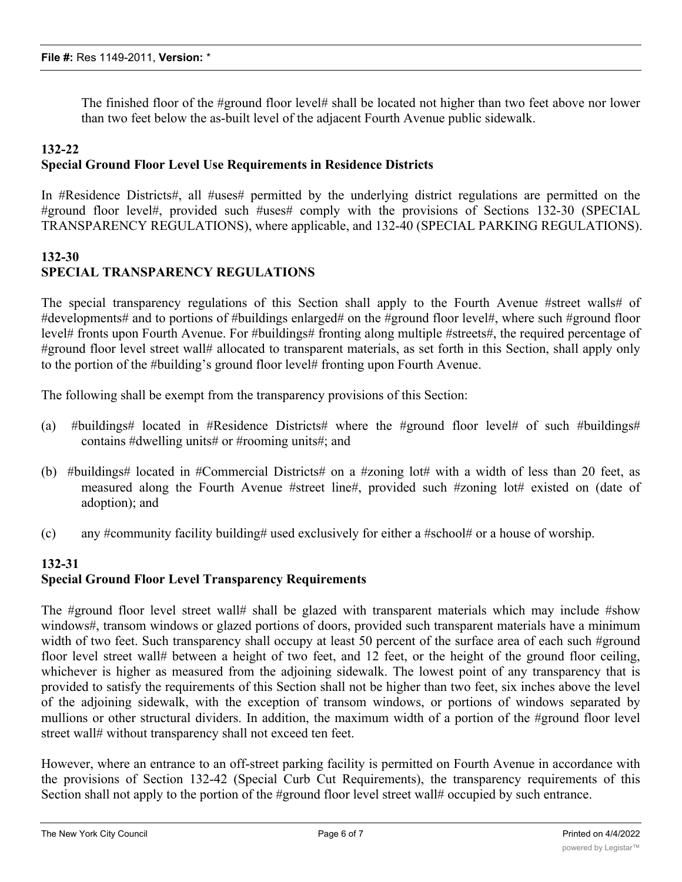The finished floor of the #ground floor level# shall be located not higher than two feet above nor lower than two feet below the as-built level of the adjacent Fourth Avenue public sidewalk.

**132-22**
**Special Ground Floor Level Use Requirements in Residence Districts**

In #Residence Districts#, all #uses# permitted by the underlying district regulations are permitted on the #ground floor level#, provided such #uses# comply with the provisions of Sections 132-30 (SPECIAL TRANSPARENCY REGULATIONS), where applicable, and 132-40 (SPECIAL PARKING REGULATIONS).

**132-30**
**SPECIAL TRANSPARENCY REGULATIONS**

The special transparency regulations of this Section shall apply to the Fourth Avenue #street walls# of #developments# and to portions of #buildings enlarged# on the #ground floor level#, where such #ground floor level# fronts upon Fourth Avenue. For #buildings# fronting along multiple #streets#, the required percentage of #ground floor level street wall# allocated to transparent materials, as set forth in this Section, shall apply only to the portion of the #building's ground floor level# fronting upon Fourth Avenue.

The following shall be exempt from the transparency provisions of this Section:

(a) #buildings# located in #Residence Districts# where the #ground floor level# of such #buildings# contains #dwelling units# or #rooming units#; and

(b) #buildings# located in #Commercial Districts# on a #zoning lot# with a width of less than 20 feet, as measured along the Fourth Avenue #street line#, provided such #zoning lot# existed on (date of adoption); and

(c) any #community facility building# used exclusively for either a #school# or a house of worship.

**132-31**
**Special Ground Floor Level Transparency Requirements**

The #ground floor level street wall# shall be glazed with transparent materials which may include #show windows#, transom windows or glazed portions of doors, provided such transparent materials have a minimum width of two feet. Such transparency shall occupy at least 50 percent of the surface area of each such #ground floor level street wall# between a height of two feet, and 12 feet, or the height of the ground floor ceiling, whichever is higher as measured from the adjoining sidewalk. The lowest point of any transparency that is provided to satisfy the requirements of this Section shall not be higher than two feet, six inches above the level of the adjoining sidewalk, with the exception of transom windows, or portions of windows separated by mullions or other structural dividers. In addition, the maximum width of a portion of the #ground floor level street wall# without transparency shall not exceed ten feet.

However, where an entrance to an off-street parking facility is permitted on Fourth Avenue in accordance with the provisions of Section 132-42 (Special Curb Cut Requirements), the transparency requirements of this Section shall not apply to the portion of the #ground floor level street wall# occupied by such entrance.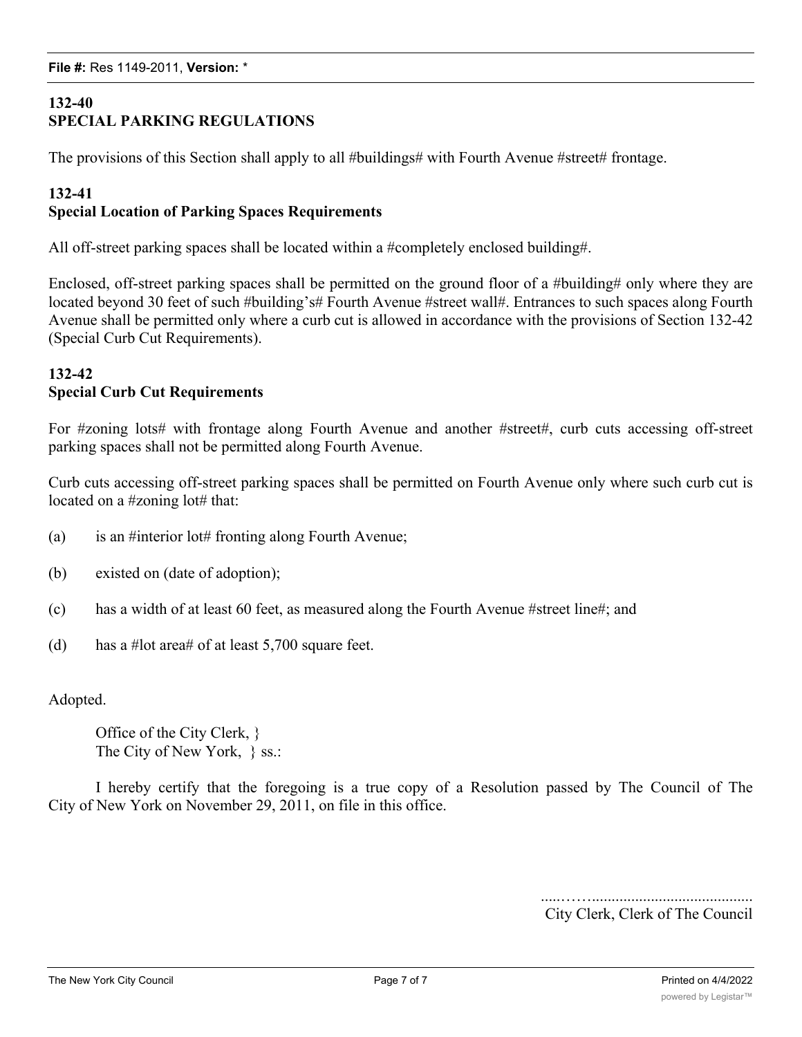**132-40**
**SPECIAL PARKING REGULATIONS**

The provisions of this Section shall apply to all #buildings# with Fourth Avenue #street# frontage.

**132-41**
**Special Location of Parking Spaces Requirements**

All off-street parking spaces shall be located within a #completely enclosed building#.

Enclosed, off-street parking spaces shall be permitted on the ground floor of a #building# only where they are located beyond 30 feet of such #building's# Fourth Avenue #street wall#. Entrances to such spaces along Fourth Avenue shall be permitted only where a curb cut is allowed in accordance with the provisions of Section 132-42 (Special Curb Cut Requirements).

**132-42**
**Special Curb Cut Requirements**

For #zoning lots# with frontage along Fourth Avenue and another #street#, curb cuts accessing off-street parking spaces shall not be permitted along Fourth Avenue.

Curb cuts accessing off-street parking spaces shall be permitted on Fourth Avenue only where such curb cut is located on a #zoning lot# that:

(a) is an #interior lot# fronting along Fourth Avenue;

(b) existed on (date of adoption);

(c) has a width of at least 60 feet, as measured along the Fourth Avenue #street line#; and

(d) has a #lot area# of at least 5,700 square feet.

Adopted.

Office of the City Clerk, }
The City of New York, } ss.:

I hereby certify that the foregoing is a true copy of a Resolution passed by The Council of The City of New York on November 29, 2011, on file in this office.

.....……..........................................
City Clerk, Clerk of The Council